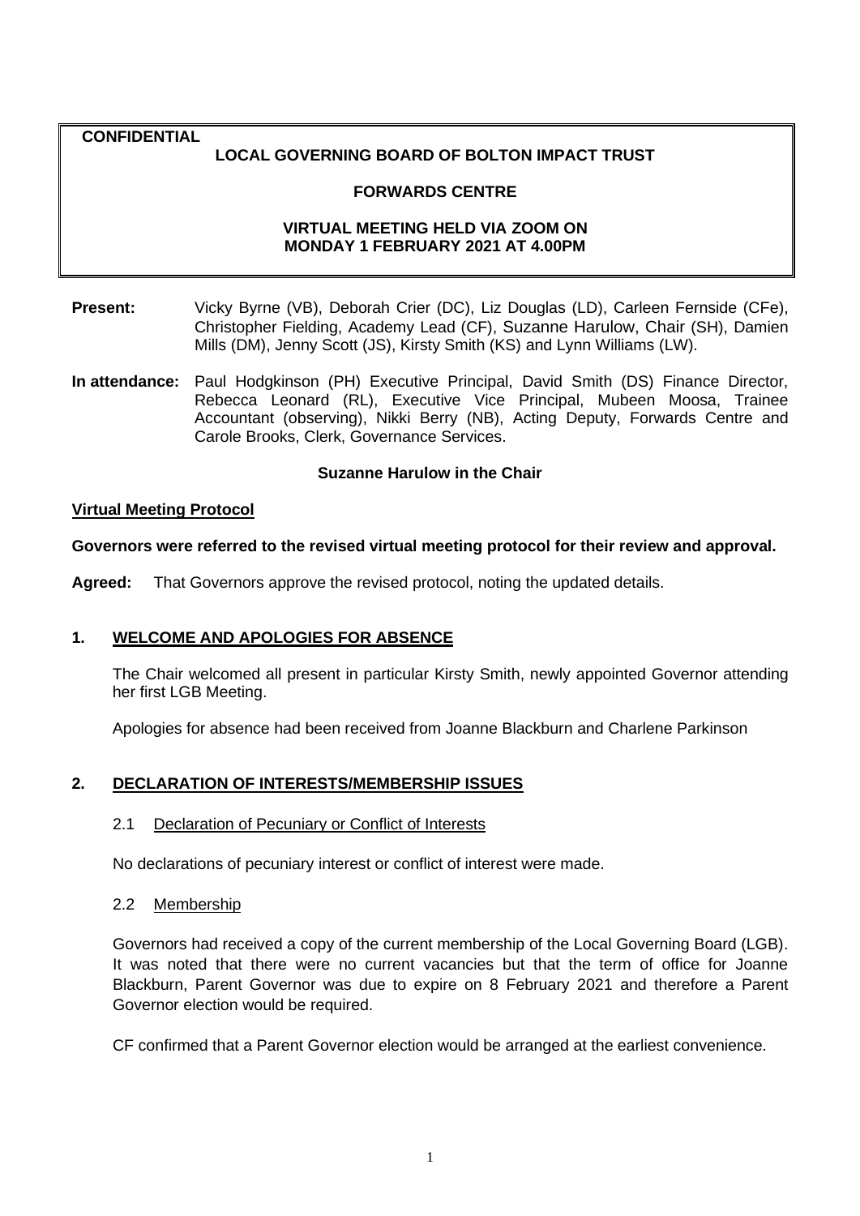**CONFIDENTIAL**

# LOCAL GOVERNING BOARD OF BOLTON IMPACT TRUST

## FORWARDS CENTRE

### VIRTUAL MEETING HELD VIA ZOOM ON MONDAY 1 FEBRUARY 2021 AT 4.00PM

**Present:** Vicky Byrne (VB), Deborah Crier (DC), Liz Douglas (LD), Carleen Fernside (CFe), Christopher Fielding, Academy Lead (CF), Suzanne Harulow, Chair (SH), Damien Mills (DM), Jenny Scott (JS), Kirsty Smith (KS) and Lynn Williams (LW).

**In attendance:** Paul Hodgkinson (PH) Executive Principal, David Smith (DS) Finance Director, Rebecca Leonard (RL), Executive Vice Principal, Mubeen Moosa, Trainee Accountant (observing), Nikki Berry (NB), Acting Deputy, Forwards Centre and Carole Brooks, Clerk, Governance Services.

**Suzanne Harulow in the Chair**

## Virtual Meeting Protocol

**Governors were referred to the revised virtual meeting protocol for their review and approval.**

**Agreed:** That Governors approve the revised protocol, noting the updated details.

## 1. WELCOME AND APOLOGIES FOR ABSENCE

The Chair welcomed all present in particular Kirsty Smith, newly appointed Governor attending her first LGB Meeting.

Apologies for absence had been received from Joanne Blackburn and Charlene Parkinson

## 2. DECLARATION OF INTERESTS/MEMBERSHIP ISSUES

### 2.1 Declaration of Pecuniary or Conflict of Interests

No declarations of pecuniary interest or conflict of interest were made.

### 2.2 Membership

Governors had received a copy of the current membership of the Local Governing Board (LGB). It was noted that there were no current vacancies but that the term of office for Joanne Blackburn, Parent Governor was due to expire on 8 February 2021 and therefore a Parent Governor election would be required.

CF confirmed that a Parent Governor election would be arranged at the earliest convenience.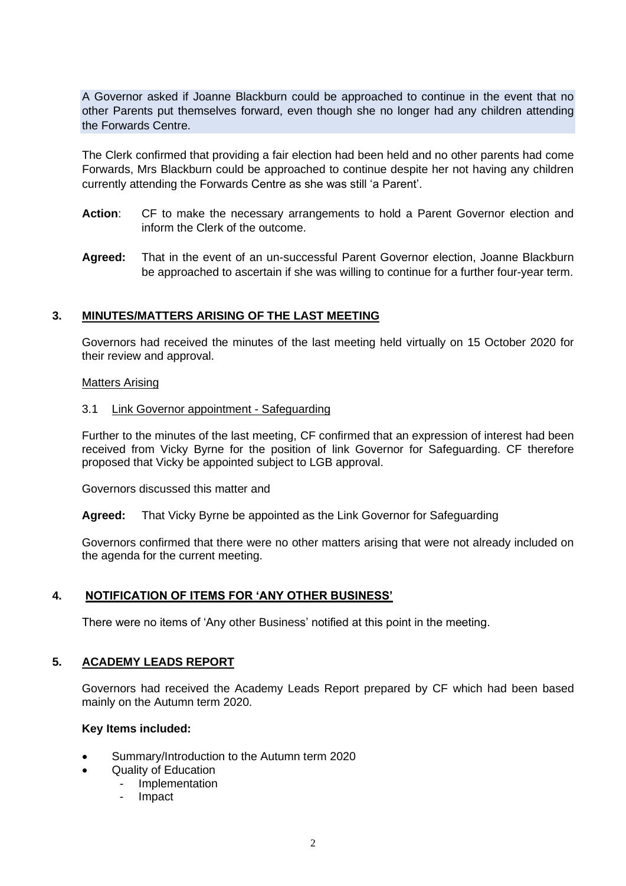A Governor asked if Joanne Blackburn could be approached to continue in the event that no other Parents put themselves forward, even though she no longer had any children attending the Forwards Centre.

The Clerk confirmed that providing a fair election had been held and no other parents had come Forwards, Mrs Blackburn could be approached to continue despite her not having any children currently attending the Forwards Centre as she was still 'a Parent'.

**Action**: CF to make the necessary arrangements to hold a Parent Governor election and inform the Clerk of the outcome.

**Agreed:** That in the event of an un-successful Parent Governor election, Joanne Blackburn be approached to ascertain if she was willing to continue for a further four-year term.

## 3. MINUTES/MATTERS ARISING OF THE LAST MEETING

Governors had received the minutes of the last meeting held virtually on 15 October 2020 for their review and approval.

Matters Arising

3.1 Link Governor appointment - Safeguarding

Further to the minutes of the last meeting, CF confirmed that an expression of interest had been received from Vicky Byrne for the position of link Governor for Safeguarding. CF therefore proposed that Vicky be appointed subject to LGB approval.

Governors discussed this matter and

**Agreed:** That Vicky Byrne be appointed as the Link Governor for Safeguarding

Governors confirmed that there were no other matters arising that were not already included on the agenda for the current meeting.

## 4. NOTIFICATION OF ITEMS FOR 'ANY OTHER BUSINESS'

There were no items of 'Any other Business' notified at this point in the meeting.

## 5. ACADEMY LEADS REPORT

Governors had received the Academy Leads Report prepared by CF which had been based mainly on the Autumn term 2020.

**Key Items included:**

- Summary/Introduction to the Autumn term 2020
- Quality of Education
  - Implementation
  - Impact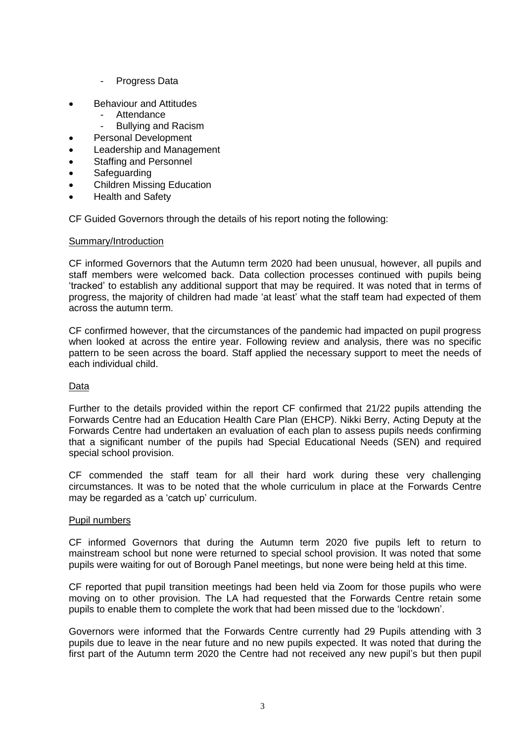- Progress Data

- Behaviour and Attitudes
  - Attendance
  - Bullying and Racism
- Personal Development
- Leadership and Management
- Staffing and Personnel
- Safeguarding
- Children Missing Education
- Health and Safety

CF Guided Governors through the details of his report noting the following:

Summary/Introduction

CF informed Governors that the Autumn term 2020 had been unusual, however, all pupils and staff members were welcomed back. Data collection processes continued with pupils being 'tracked' to establish any additional support that may be required. It was noted that in terms of progress, the majority of children had made 'at least' what the staff team had expected of them across the autumn term.

CF confirmed however, that the circumstances of the pandemic had impacted on pupil progress when looked at across the entire year. Following review and analysis, there was no specific pattern to be seen across the board. Staff applied the necessary support to meet the needs of each individual child.

Data

Further to the details provided within the report CF confirmed that 21/22 pupils attending the Forwards Centre had an Education Health Care Plan (EHCP). Nikki Berry, Acting Deputy at the Forwards Centre had undertaken an evaluation of each plan to assess pupils needs confirming that a significant number of the pupils had Special Educational Needs (SEN) and required special school provision.

CF commended the staff team for all their hard work during these very challenging circumstances. It was to be noted that the whole curriculum in place at the Forwards Centre may be regarded as a 'catch up' curriculum.

Pupil numbers

CF informed Governors that during the Autumn term 2020 five pupils left to return to mainstream school but none were returned to special school provision. It was noted that some pupils were waiting for out of Borough Panel meetings, but none were being held at this time.

CF reported that pupil transition meetings had been held via Zoom for those pupils who were moving on to other provision. The LA had requested that the Forwards Centre retain some pupils to enable them to complete the work that had been missed due to the 'lockdown'.

Governors were informed that the Forwards Centre currently had 29 Pupils attending with 3 pupils due to leave in the near future and no new pupils expected. It was noted that during the first part of the Autumn term 2020 the Centre had not received any new pupil's but then pupil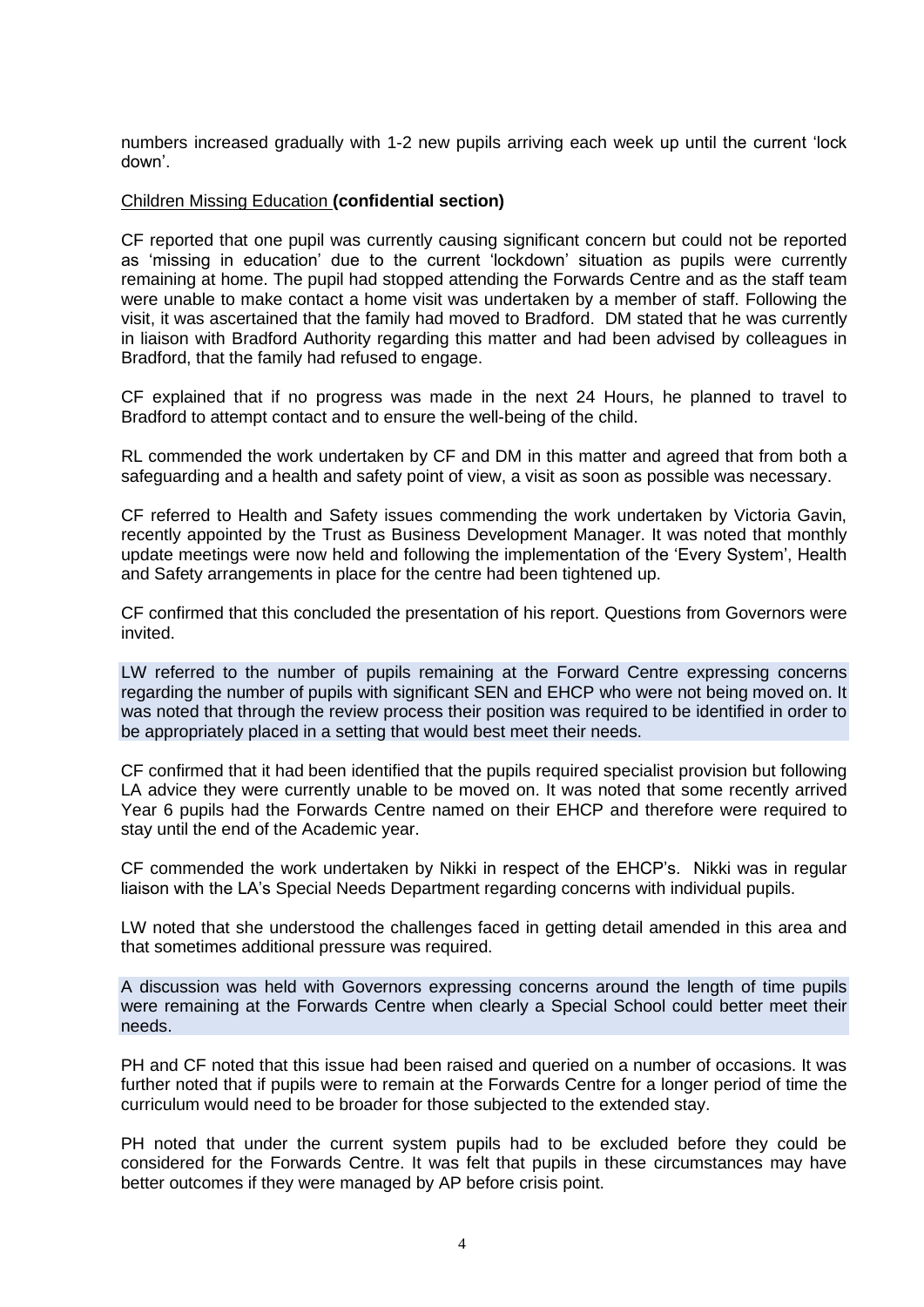numbers increased gradually with 1-2 new pupils arriving each week up until the current 'lock down'.

Children Missing Education **(confidential section)**

CF reported that one pupil was currently causing significant concern but could not be reported as 'missing in education' due to the current 'lockdown' situation as pupils were currently remaining at home. The pupil had stopped attending the Forwards Centre and as the staff team were unable to make contact a home visit was undertaken by a member of staff. Following the visit, it was ascertained that the family had moved to Bradford. DM stated that he was currently in liaison with Bradford Authority regarding this matter and had been advised by colleagues in Bradford, that the family had refused to engage.

CF explained that if no progress was made in the next 24 Hours, he planned to travel to Bradford to attempt contact and to ensure the well-being of the child.

RL commended the work undertaken by CF and DM in this matter and agreed that from both a safeguarding and a health and safety point of view, a visit as soon as possible was necessary.

CF referred to Health and Safety issues commending the work undertaken by Victoria Gavin, recently appointed by the Trust as Business Development Manager. It was noted that monthly update meetings were now held and following the implementation of the 'Every System', Health and Safety arrangements in place for the centre had been tightened up.

CF confirmed that this concluded the presentation of his report. Questions from Governors were invited.

LW referred to the number of pupils remaining at the Forward Centre expressing concerns regarding the number of pupils with significant SEN and EHCP who were not being moved on. It was noted that through the review process their position was required to be identified in order to be appropriately placed in a setting that would best meet their needs.

CF confirmed that it had been identified that the pupils required specialist provision but following LA advice they were currently unable to be moved on. It was noted that some recently arrived Year 6 pupils had the Forwards Centre named on their EHCP and therefore were required to stay until the end of the Academic year.

CF commended the work undertaken by Nikki in respect of the EHCP's. Nikki was in regular liaison with the LA's Special Needs Department regarding concerns with individual pupils.

LW noted that she understood the challenges faced in getting detail amended in this area and that sometimes additional pressure was required.

A discussion was held with Governors expressing concerns around the length of time pupils were remaining at the Forwards Centre when clearly a Special School could better meet their needs.

PH and CF noted that this issue had been raised and queried on a number of occasions. It was further noted that if pupils were to remain at the Forwards Centre for a longer period of time the curriculum would need to be broader for those subjected to the extended stay.

PH noted that under the current system pupils had to be excluded before they could be considered for the Forwards Centre. It was felt that pupils in these circumstances may have better outcomes if they were managed by AP before crisis point.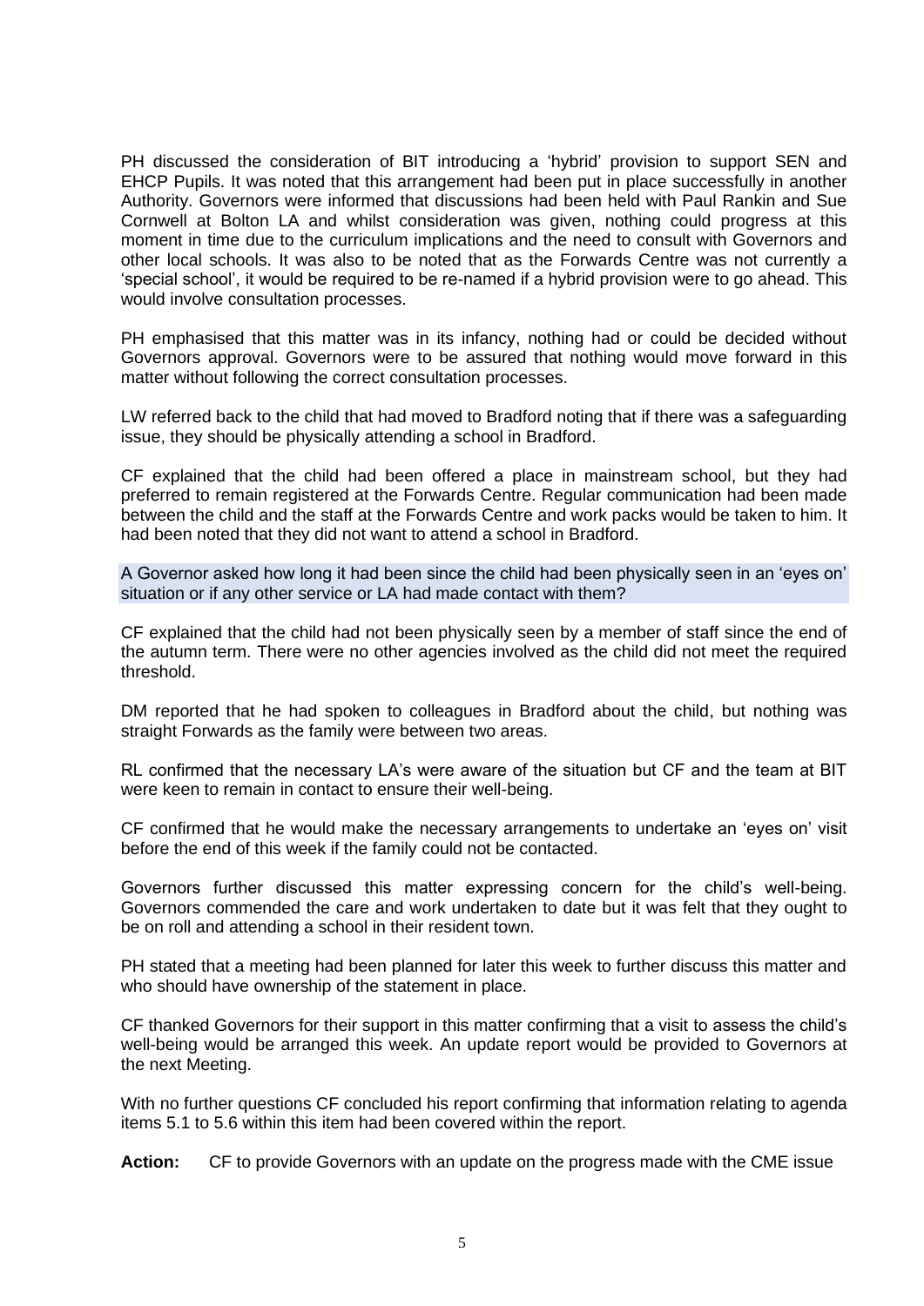PH discussed the consideration of BIT introducing a 'hybrid' provision to support SEN and EHCP Pupils. It was noted that this arrangement had been put in place successfully in another Authority. Governors were informed that discussions had been held with Paul Rankin and Sue Cornwell at Bolton LA and whilst consideration was given, nothing could progress at this moment in time due to the curriculum implications and the need to consult with Governors and other local schools. It was also to be noted that as the Forwards Centre was not currently a 'special school', it would be required to be re-named if a hybrid provision were to go ahead. This would involve consultation processes.

PH emphasised that this matter was in its infancy, nothing had or could be decided without Governors approval. Governors were to be assured that nothing would move forward in this matter without following the correct consultation processes.

LW referred back to the child that had moved to Bradford noting that if there was a safeguarding issue, they should be physically attending a school in Bradford.

CF explained that the child had been offered a place in mainstream school, but they had preferred to remain registered at the Forwards Centre. Regular communication had been made between the child and the staff at the Forwards Centre and work packs would be taken to him. It had been noted that they did not want to attend a school in Bradford.

A Governor asked how long it had been since the child had been physically seen in an 'eyes on' situation or if any other service or LA had made contact with them?

CF explained that the child had not been physically seen by a member of staff since the end of the autumn term. There were no other agencies involved as the child did not meet the required threshold.

DM reported that he had spoken to colleagues in Bradford about the child, but nothing was straight Forwards as the family were between two areas.

RL confirmed that the necessary LA's were aware of the situation but CF and the team at BIT were keen to remain in contact to ensure their well-being.

CF confirmed that he would make the necessary arrangements to undertake an 'eyes on' visit before the end of this week if the family could not be contacted.

Governors further discussed this matter expressing concern for the child's well-being. Governors commended the care and work undertaken to date but it was felt that they ought to be on roll and attending a school in their resident town.

PH stated that a meeting had been planned for later this week to further discuss this matter and who should have ownership of the statement in place.

CF thanked Governors for their support in this matter confirming that a visit to assess the child's well-being would be arranged this week. An update report would be provided to Governors at the next Meeting.

With no further questions CF concluded his report confirming that information relating to agenda items 5.1 to 5.6 within this item had been covered within the report.

**Action:** CF to provide Governors with an update on the progress made with the CME issue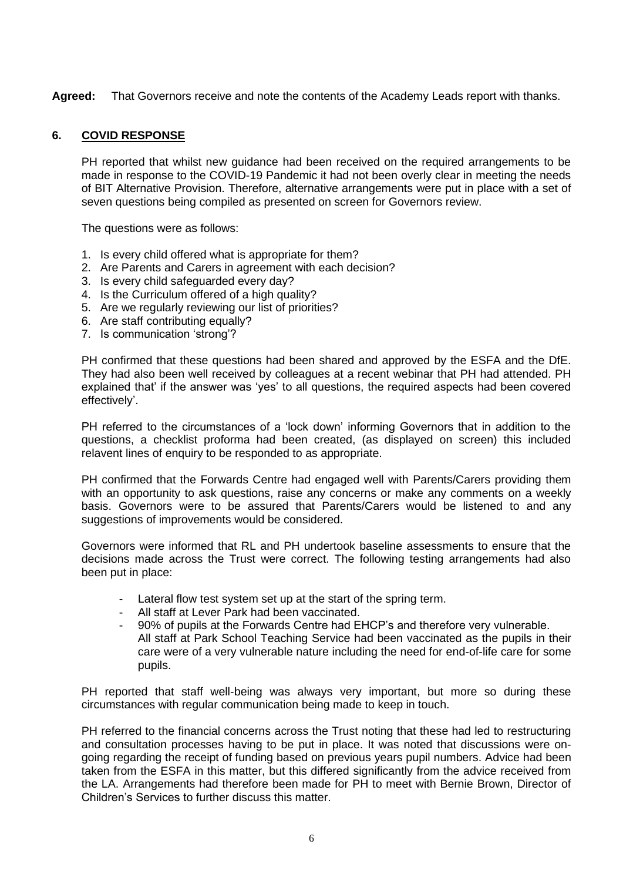**Agreed:** That Governors receive and note the contents of the Academy Leads report with thanks.

## 6. COVID RESPONSE

PH reported that whilst new guidance had been received on the required arrangements to be made in response to the COVID-19 Pandemic it had not been overly clear in meeting the needs of BIT Alternative Provision. Therefore, alternative arrangements were put in place with a set of seven questions being compiled as presented on screen for Governors review.

The questions were as follows:

1. Is every child offered what is appropriate for them?
2. Are Parents and Carers in agreement with each decision?
3. Is every child safeguarded every day?
4. Is the Curriculum offered of a high quality?
5. Are we regularly reviewing our list of priorities?
6. Are staff contributing equally?
7. Is communication 'strong'?

PH confirmed that these questions had been shared and approved by the ESFA and the DfE. They had also been well received by colleagues at a recent webinar that PH had attended. PH explained that' if the answer was 'yes' to all questions, the required aspects had been covered effectively'.

PH referred to the circumstances of a 'lock down' informing Governors that in addition to the questions, a checklist proforma had been created, (as displayed on screen) this included relavent lines of enquiry to be responded to as appropriate.

PH confirmed that the Forwards Centre had engaged well with Parents/Carers providing them with an opportunity to ask questions, raise any concerns or make any comments on a weekly basis. Governors were to be assured that Parents/Carers would be listened to and any suggestions of improvements would be considered.

Governors were informed that RL and PH undertook baseline assessments to ensure that the decisions made across the Trust were correct. The following testing arrangements had also been put in place:

- Lateral flow test system set up at the start of the spring term.
- All staff at Lever Park had been vaccinated.
- 90% of pupils at the Forwards Centre had EHCP's and therefore very vulnerable.
  All staff at Park School Teaching Service had been vaccinated as the pupils in their care were of a very vulnerable nature including the need for end-of-life care for some pupils.

PH reported that staff well-being was always very important, but more so during these circumstances with regular communication being made to keep in touch.

PH referred to the financial concerns across the Trust noting that these had led to restructuring and consultation processes having to be put in place. It was noted that discussions were on-going regarding the receipt of funding based on previous years pupil numbers. Advice had been taken from the ESFA in this matter, but this differed significantly from the advice received from the LA. Arrangements had therefore been made for PH to meet with Bernie Brown, Director of Children's Services to further discuss this matter.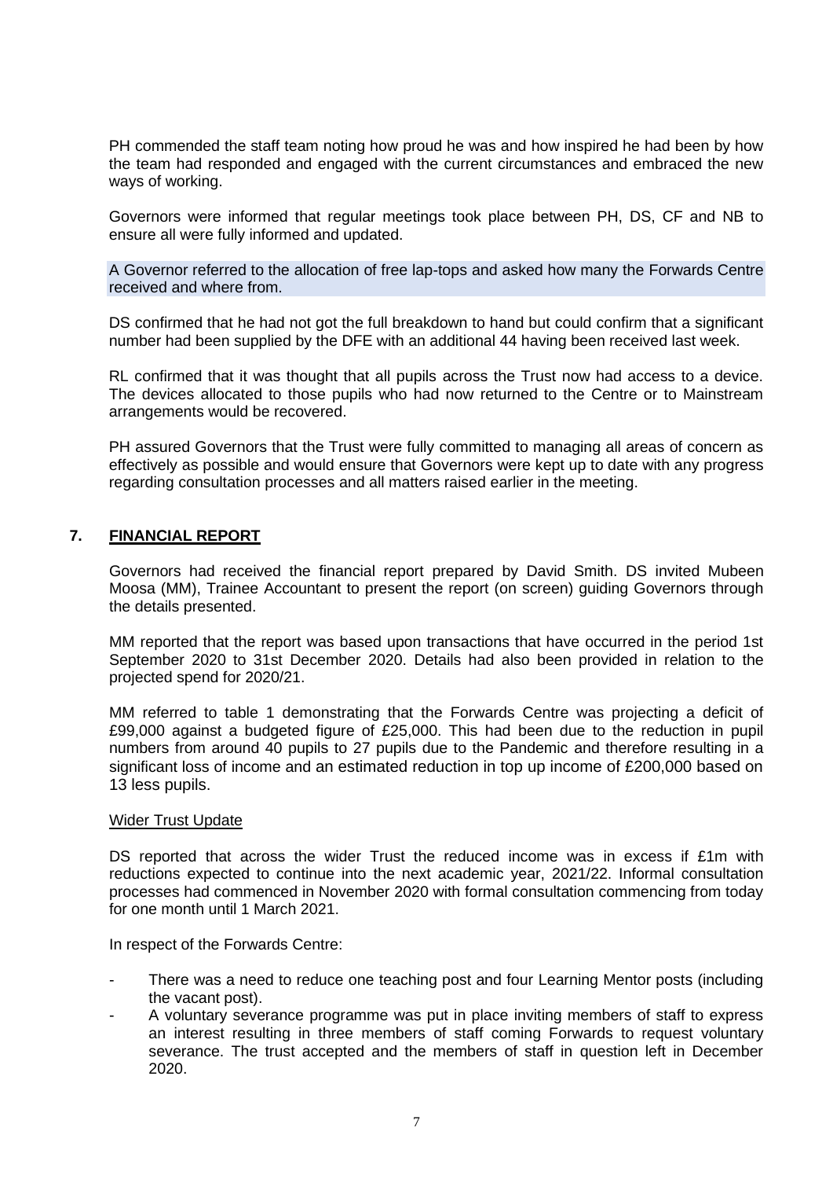PH commended the staff team noting how proud he was and how inspired he had been by how the team had responded and engaged with the current circumstances and embraced the new ways of working.

Governors were informed that regular meetings took place between PH, DS, CF and NB to ensure all were fully informed and updated.

A Governor referred to the allocation of free lap-tops and asked how many the Forwards Centre received and where from.

DS confirmed that he had not got the full breakdown to hand but could confirm that a significant number had been supplied by the DFE with an additional 44 having been received last week.

RL confirmed that it was thought that all pupils across the Trust now had access to a device. The devices allocated to those pupils who had now returned to the Centre or to Mainstream arrangements would be recovered.

PH assured Governors that the Trust were fully committed to managing all areas of concern as effectively as possible and would ensure that Governors were kept up to date with any progress regarding consultation processes and all matters raised earlier in the meeting.

## 7. **FINANCIAL REPORT**

Governors had received the financial report prepared by David Smith. DS invited Mubeen Moosa (MM), Trainee Accountant to present the report (on screen) guiding Governors through the details presented.

MM reported that the report was based upon transactions that have occurred in the period 1st September 2020 to 31st December 2020. Details had also been provided in relation to the projected spend for 2020/21.

MM referred to table 1 demonstrating that the Forwards Centre was projecting a deficit of £99,000 against a budgeted figure of £25,000. This had been due to the reduction in pupil numbers from around 40 pupils to 27 pupils due to the Pandemic and therefore resulting in a significant loss of income and an estimated reduction in top up income of £200,000 based on 13 less pupils.

Wider Trust Update

DS reported that across the wider Trust the reduced income was in excess if £1m with reductions expected to continue into the next academic year, 2021/22. Informal consultation processes had commenced in November 2020 with formal consultation commencing from today for one month until 1 March 2021.

In respect of the Forwards Centre:

- There was a need to reduce one teaching post and four Learning Mentor posts (including the vacant post).
- A voluntary severance programme was put in place inviting members of staff to express an interest resulting in three members of staff coming Forwards to request voluntary severance. The trust accepted and the members of staff in question left in December 2020.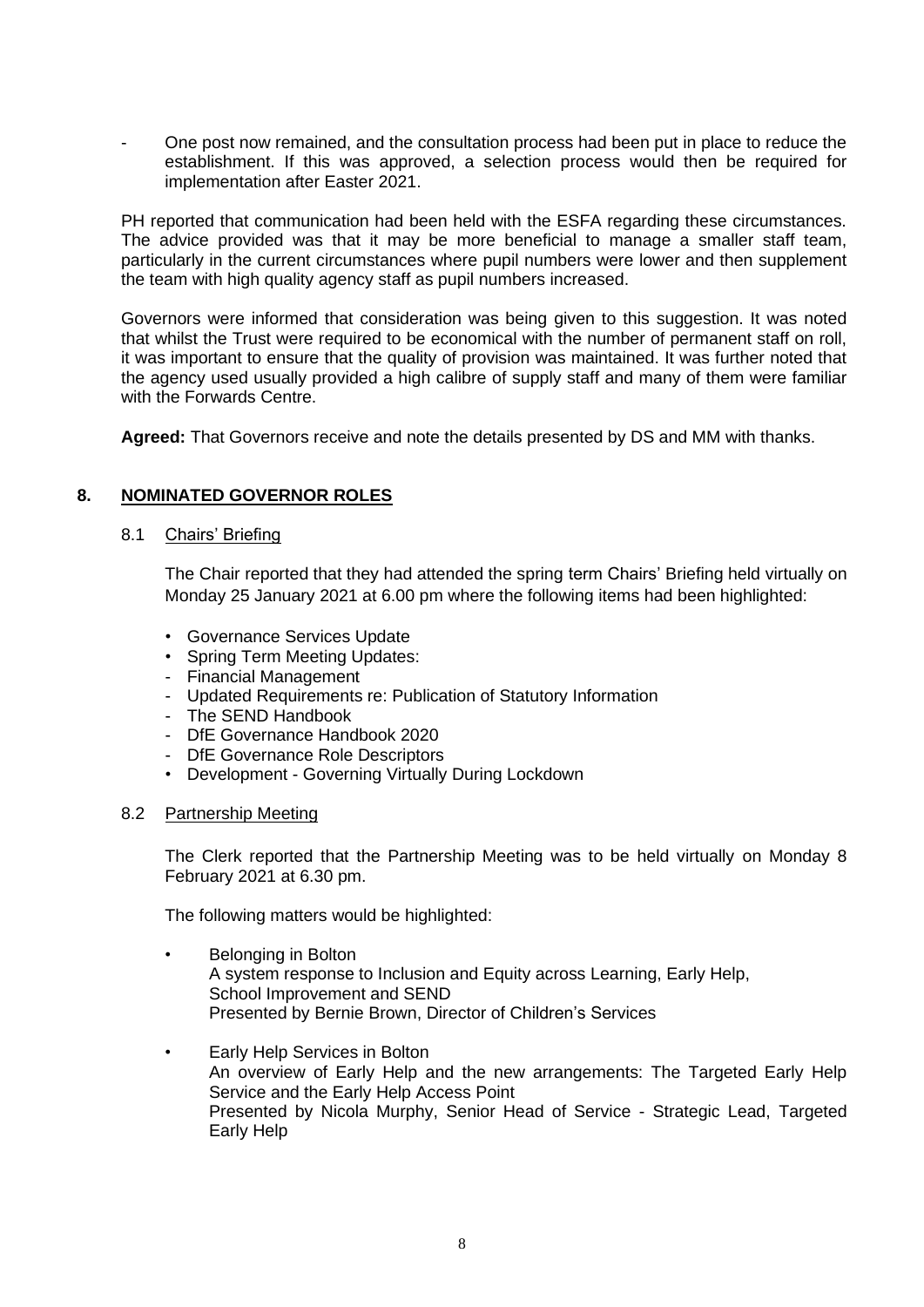- One post now remained, and the consultation process had been put in place to reduce the establishment. If this was approved, a selection process would then be required for implementation after Easter 2021.

PH reported that communication had been held with the ESFA regarding these circumstances. The advice provided was that it may be more beneficial to manage a smaller staff team, particularly in the current circumstances where pupil numbers were lower and then supplement the team with high quality agency staff as pupil numbers increased.

Governors were informed that consideration was being given to this suggestion. It was noted that whilst the Trust were required to be economical with the number of permanent staff on roll, it was important to ensure that the quality of provision was maintained. It was further noted that the agency used usually provided a high calibre of supply staff and many of them were familiar with the Forwards Centre.

**Agreed:** That Governors receive and note the details presented by DS and MM with thanks.

## 8. NOMINATED GOVERNOR ROLES

### 8.1 Chairs' Briefing

The Chair reported that they had attended the spring term Chairs' Briefing held virtually on Monday 25 January 2021 at 6.00 pm where the following items had been highlighted:

- Governance Services Update
- Spring Term Meeting Updates:
  - Financial Management
  - Updated Requirements re: Publication of Statutory Information
  - The SEND Handbook
  - DfE Governance Handbook 2020
  - DfE Governance Role Descriptors
- Development - Governing Virtually During Lockdown

### 8.2 Partnership Meeting

The Clerk reported that the Partnership Meeting was to be held virtually on Monday 8 February 2021 at 6.30 pm.

The following matters would be highlighted:

- Belonging in Bolton
  A system response to Inclusion and Equity across Learning, Early Help, School Improvement and SEND
  Presented by Bernie Brown, Director of Children's Services

- Early Help Services in Bolton
  An overview of Early Help and the new arrangements: The Targeted Early Help Service and the Early Help Access Point
  Presented by Nicola Murphy, Senior Head of Service - Strategic Lead, Targeted Early Help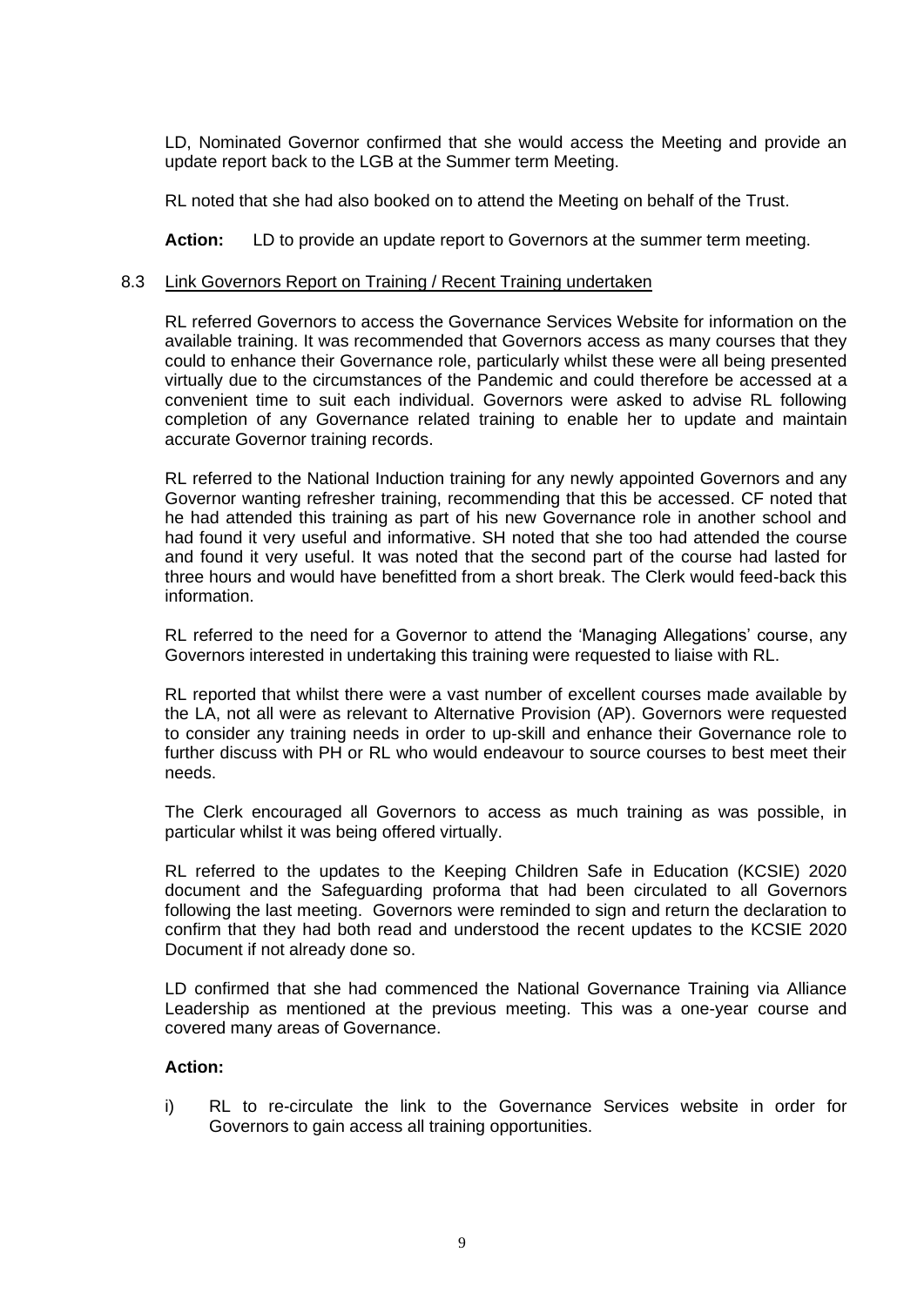LD, Nominated Governor confirmed that she would access the Meeting and provide an update report back to the LGB at the Summer term Meeting.

RL noted that she had also booked on to attend the Meeting on behalf of the Trust.

**Action:** LD to provide an update report to Governors at the summer term meeting.

8.3 Link Governors Report on Training / Recent Training undertaken

RL referred Governors to access the Governance Services Website for information on the available training. It was recommended that Governors access as many courses that they could to enhance their Governance role, particularly whilst these were all being presented virtually due to the circumstances of the Pandemic and could therefore be accessed at a convenient time to suit each individual. Governors were asked to advise RL following completion of any Governance related training to enable her to update and maintain accurate Governor training records.

RL referred to the National Induction training for any newly appointed Governors and any Governor wanting refresher training, recommending that this be accessed. CF noted that he had attended this training as part of his new Governance role in another school and had found it very useful and informative. SH noted that she too had attended the course and found it very useful. It was noted that the second part of the course had lasted for three hours and would have benefitted from a short break. The Clerk would feed-back this information.

RL referred to the need for a Governor to attend the 'Managing Allegations' course, any Governors interested in undertaking this training were requested to liaise with RL.

RL reported that whilst there were a vast number of excellent courses made available by the LA, not all were as relevant to Alternative Provision (AP). Governors were requested to consider any training needs in order to up-skill and enhance their Governance role to further discuss with PH or RL who would endeavour to source courses to best meet their needs.

The Clerk encouraged all Governors to access as much training as was possible, in particular whilst it was being offered virtually.

RL referred to the updates to the Keeping Children Safe in Education (KCSIE) 2020 document and the Safeguarding proforma that had been circulated to all Governors following the last meeting. Governors were reminded to sign and return the declaration to confirm that they had both read and understood the recent updates to the KCSIE 2020 Document if not already done so.

LD confirmed that she had commenced the National Governance Training via Alliance Leadership as mentioned at the previous meeting. This was a one-year course and covered many areas of Governance.

**Action:**

i) RL to re-circulate the link to the Governance Services website in order for Governors to gain access all training opportunities.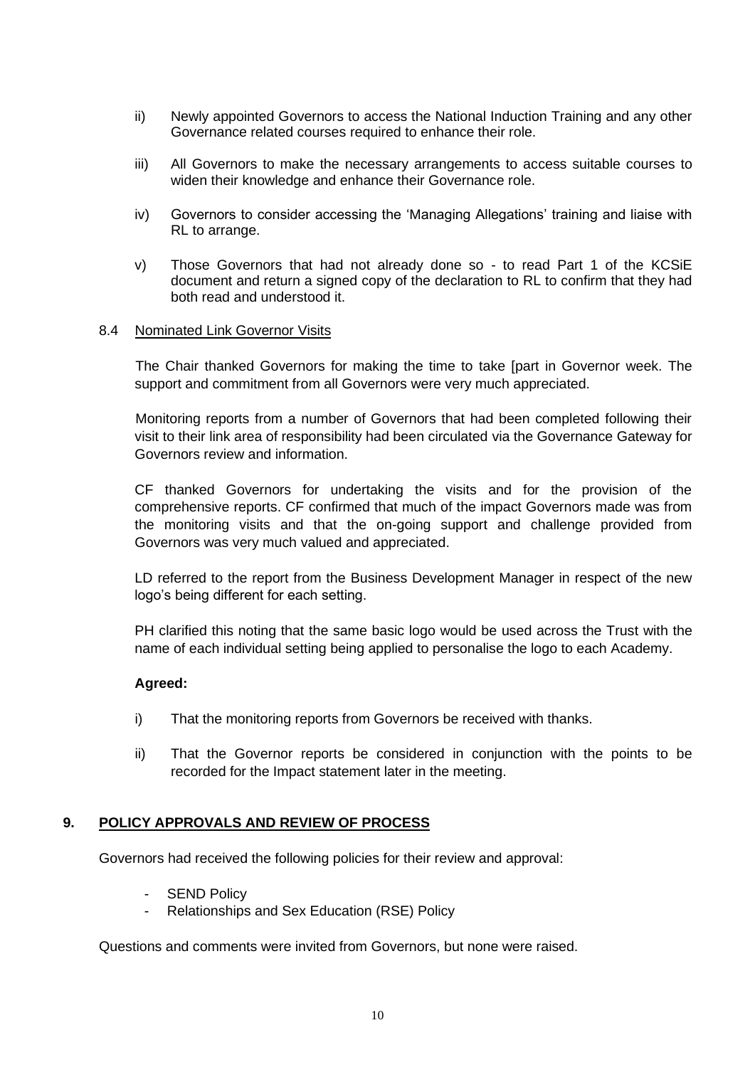ii) Newly appointed Governors to access the National Induction Training and any other Governance related courses required to enhance their role.

iii) All Governors to make the necessary arrangements to access suitable courses to widen their knowledge and enhance their Governance role.

iv) Governors to consider accessing the 'Managing Allegations' training and liaise with RL to arrange.

v) Those Governors that had not already done so - to read Part 1 of the KCSiE document and return a signed copy of the declaration to RL to confirm that they had both read and understood it.

8.4 <u>Nominated Link Governor Visits</u>

The Chair thanked Governors for making the time to take [part in Governor week. The support and commitment from all Governors were very much appreciated.

Monitoring reports from a number of Governors that had been completed following their visit to their link area of responsibility had been circulated via the Governance Gateway for Governors review and information.

CF thanked Governors for undertaking the visits and for the provision of the comprehensive reports. CF confirmed that much of the impact Governors made was from the monitoring visits and that the on-going support and challenge provided from Governors was very much valued and appreciated.

LD referred to the report from the Business Development Manager in respect of the new logo's being different for each setting.

PH clarified this noting that the same basic logo would be used across the Trust with the name of each individual setting being applied to personalise the logo to each Academy.

**Agreed:**

i) That the monitoring reports from Governors be received with thanks.

ii) That the Governor reports be considered in conjunction with the points to be recorded for the Impact statement later in the meeting.

## 9. <u>POLICY APPROVALS AND REVIEW OF PROCESS</u>

Governors had received the following policies for their review and approval:

- SEND Policy
- Relationships and Sex Education (RSE) Policy

Questions and comments were invited from Governors, but none were raised.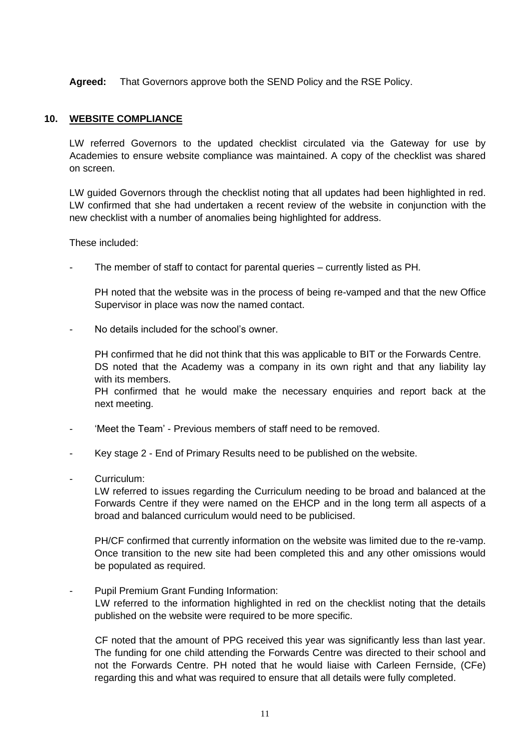**Agreed:** That Governors approve both the SEND Policy and the RSE Policy.

## 10. WEBSITE COMPLIANCE

LW referred Governors to the updated checklist circulated via the Gateway for use by Academies to ensure website compliance was maintained. A copy of the checklist was shared on screen.

LW guided Governors through the checklist noting that all updates had been highlighted in red. LW confirmed that she had undertaken a recent review of the website in conjunction with the new checklist with a number of anomalies being highlighted for address.

These included:

- The member of staff to contact for parental queries – currently listed as PH.

  PH noted that the website was in the process of being re-vamped and that the new Office Supervisor in place was now the named contact.

- No details included for the school's owner.

  PH confirmed that he did not think that this was applicable to BIT or the Forwards Centre.
  DS noted that the Academy was a company in its own right and that any liability lay with its members.
  PH confirmed that he would make the necessary enquiries and report back at the next meeting.

- 'Meet the Team' - Previous members of staff need to be removed.

- Key stage 2 - End of Primary Results need to be published on the website.

- Curriculum:
  LW referred to issues regarding the Curriculum needing to be broad and balanced at the Forwards Centre if they were named on the EHCP and in the long term all aspects of a broad and balanced curriculum would need to be publicised.

  PH/CF confirmed that currently information on the website was limited due to the re-vamp. Once transition to the new site had been completed this and any other omissions would be populated as required.

- Pupil Premium Grant Funding Information:
  LW referred to the information highlighted in red on the checklist noting that the details published on the website were required to be more specific.

  CF noted that the amount of PPG received this year was significantly less than last year. The funding for one child attending the Forwards Centre was directed to their school and not the Forwards Centre. PH noted that he would liaise with Carleen Fernside, (CFe) regarding this and what was required to ensure that all details were fully completed.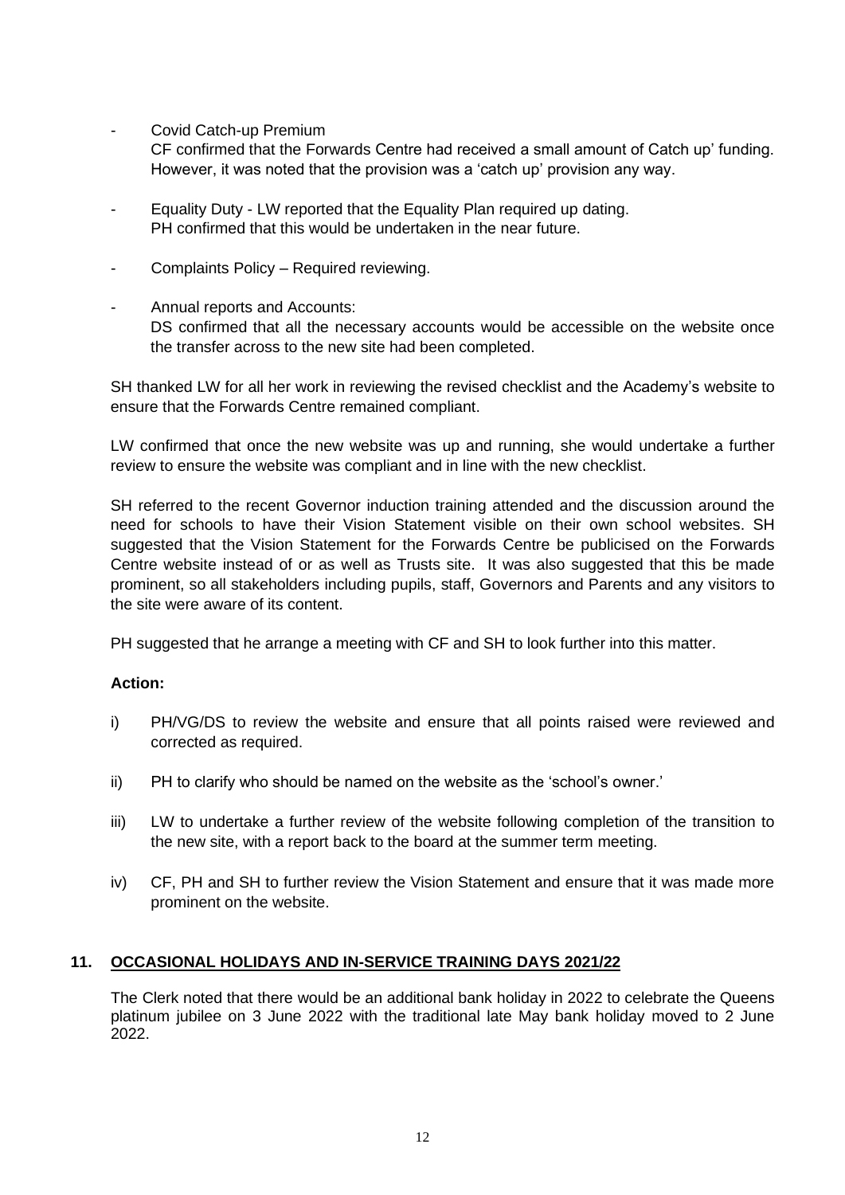- Covid Catch-up Premium
  CF confirmed that the Forwards Centre had received a small amount of Catch up' funding. However, it was noted that the provision was a 'catch up' provision any way.

- Equality Duty - LW reported that the Equality Plan required up dating.
  PH confirmed that this would be undertaken in the near future.

- Complaints Policy – Required reviewing.

- Annual reports and Accounts:
  DS confirmed that all the necessary accounts would be accessible on the website once the transfer across to the new site had been completed.

SH thanked LW for all her work in reviewing the revised checklist and the Academy's website to ensure that the Forwards Centre remained compliant.

LW confirmed that once the new website was up and running, she would undertake a further review to ensure the website was compliant and in line with the new checklist.

SH referred to the recent Governor induction training attended and the discussion around the need for schools to have their Vision Statement visible on their own school websites. SH suggested that the Vision Statement for the Forwards Centre be publicised on the Forwards Centre website instead of or as well as Trusts site. It was also suggested that this be made prominent, so all stakeholders including pupils, staff, Governors and Parents and any visitors to the site were aware of its content.

PH suggested that he arrange a meeting with CF and SH to look further into this matter.

**Action:**

i) PH/VG/DS to review the website and ensure that all points raised were reviewed and corrected as required.

ii) PH to clarify who should be named on the website as the 'school's owner.'

iii) LW to undertake a further review of the website following completion of the transition to the new site, with a report back to the board at the summer term meeting.

iv) CF, PH and SH to further review the Vision Statement and ensure that it was made more prominent on the website.

## 11. OCCASIONAL HOLIDAYS AND IN-SERVICE TRAINING DAYS 2021/22

The Clerk noted that there would be an additional bank holiday in 2022 to celebrate the Queens platinum jubilee on 3 June 2022 with the traditional late May bank holiday moved to 2 June 2022.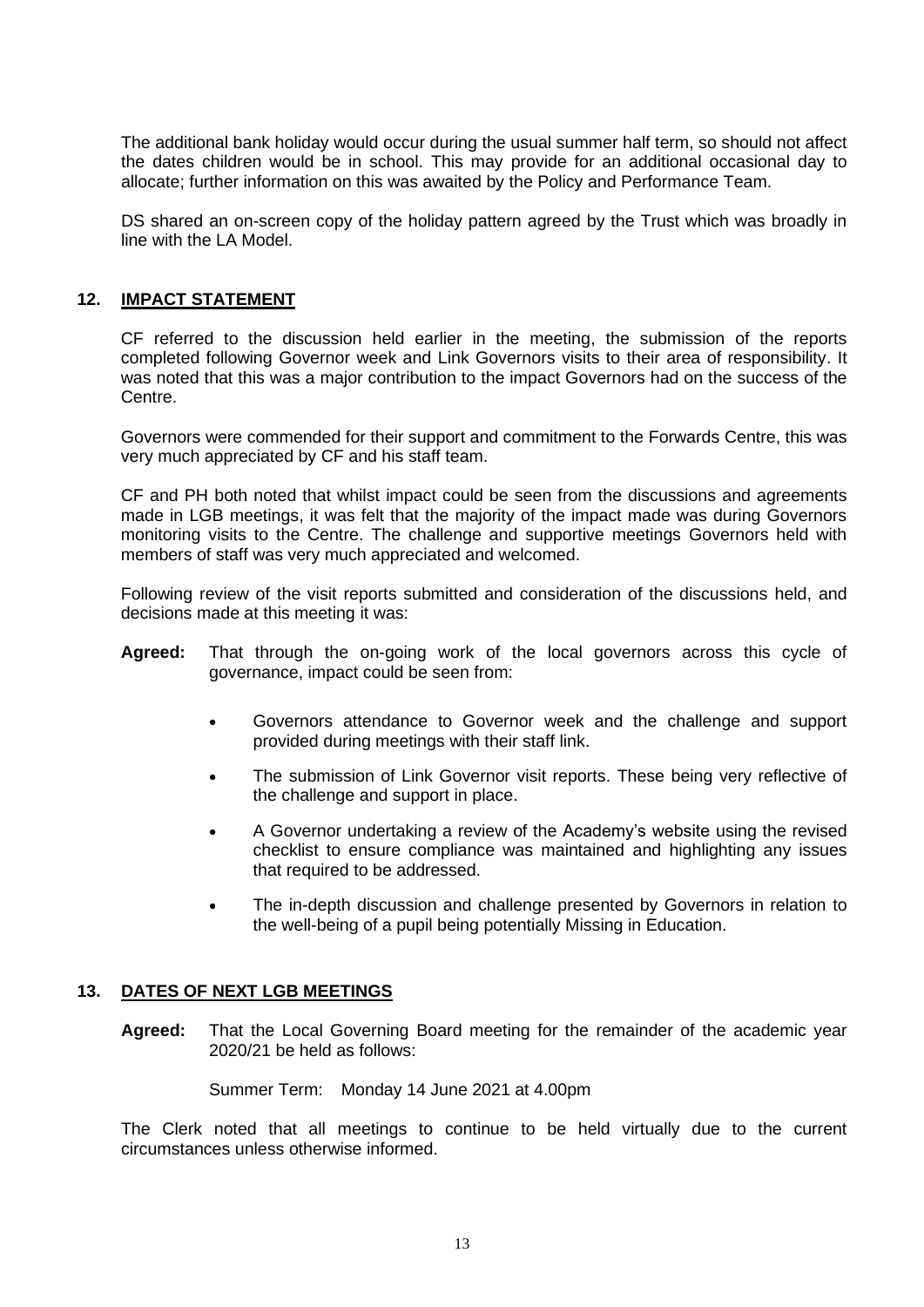The additional bank holiday would occur during the usual summer half term, so should not affect the dates children would be in school. This may provide for an additional occasional day to allocate; further information on this was awaited by the Policy and Performance Team.

DS shared an on-screen copy of the holiday pattern agreed by the Trust which was broadly in line with the LA Model.

## 12. IMPACT STATEMENT

CF referred to the discussion held earlier in the meeting, the submission of the reports completed following Governor week and Link Governors visits to their area of responsibility. It was noted that this was a major contribution to the impact Governors had on the success of the Centre.

Governors were commended for their support and commitment to the Forwards Centre, this was very much appreciated by CF and his staff team.

CF and PH both noted that whilst impact could be seen from the discussions and agreements made in LGB meetings, it was felt that the majority of the impact made was during Governors monitoring visits to the Centre. The challenge and supportive meetings Governors held with members of staff was very much appreciated and welcomed.

Following review of the visit reports submitted and consideration of the discussions held, and decisions made at this meeting it was:

**Agreed:** That through the on-going work of the local governors across this cycle of governance, impact could be seen from:

- Governors attendance to Governor week and the challenge and support provided during meetings with their staff link.
- The submission of Link Governor visit reports. These being very reflective of the challenge and support in place.
- A Governor undertaking a review of the Academy's website using the revised checklist to ensure compliance was maintained and highlighting any issues that required to be addressed.
- The in-depth discussion and challenge presented by Governors in relation to the well-being of a pupil being potentially Missing in Education.

## 13. DATES OF NEXT LGB MEETINGS

**Agreed:** That the Local Governing Board meeting for the remainder of the academic year 2020/21 be held as follows:

Summer Term: Monday 14 June 2021 at 4.00pm

The Clerk noted that all meetings to continue to be held virtually due to the current circumstances unless otherwise informed.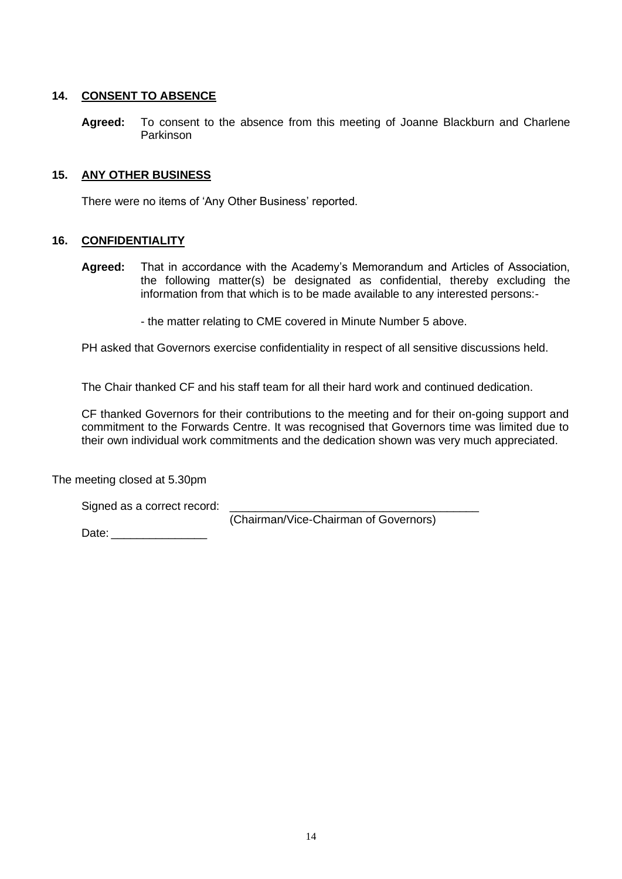## 14. CONSENT TO ABSENCE

**Agreed:** To consent to the absence from this meeting of Joanne Blackburn and Charlene Parkinson

## 15. ANY OTHER BUSINESS

There were no items of 'Any Other Business' reported.

## 16. CONFIDENTIALITY

**Agreed:** That in accordance with the Academy's Memorandum and Articles of Association, the following matter(s) be designated as confidential, thereby excluding the information from that which is to be made available to any interested persons:-

- the matter relating to CME covered in Minute Number 5 above.

PH asked that Governors exercise confidentiality in respect of all sensitive discussions held.

The Chair thanked CF and his staff team for all their hard work and continued dedication.

CF thanked Governors for their contributions to the meeting and for their on-going support and commitment to the Forwards Centre. It was recognised that Governors time was limited due to their own individual work commitments and the dedication shown was very much appreciated.

The meeting closed at 5.30pm

Signed as a correct record: \_\_\_\_\_\_\_\_\_\_\_\_\_\_\_\_\_\_\_\_\_\_\_\_\_\_\_\_\_\_\_\_\_\_\_\_\_\_\_\_

(Chairman/Vice-Chairman of Governors)

Date: \_\_\_\_\_\_\_\_\_\_\_\_\_\_\_